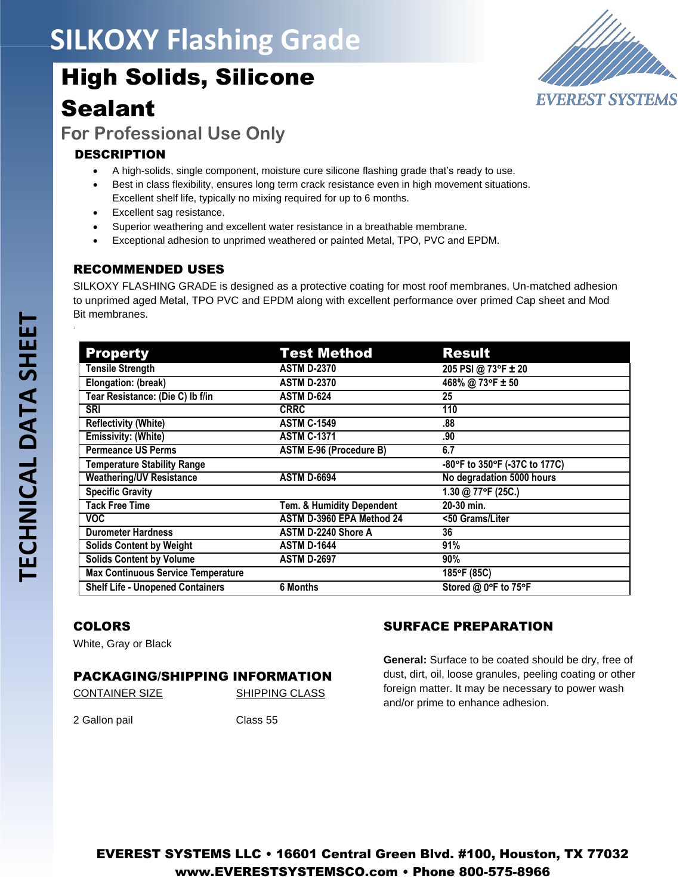# SILKOXY Flashing Grade

## High Solids, Silicone Sealant

### For Professional Use Only

EVEREST SYSTEMS

TECHNICAL DATA SHEET

### DESCRIPTION

- A high-solids, single component, moisture cure silicone flashing grade that's ready to use.
- Best in class flexibility, ensures long term crack resistance even in high movement situations. Excellent shelf life, typically no mixing required for up to 6 months.
- Excellent sag resistance.
- Superior weathering and excellent water resistance in a breathable membrane.
- Exceptional adhesion to unprimed weathered or painted Metal, TPO, PVC and EPDM.

### RECOMMENDED USES

SILKOXY FLASHING GRADE is designed as a protective coating for most roof membranes. Un-matched adhesion to unprimed aged Metal, TPO PVC and EPDM along with excellent performance over primed Cap sheet and Mod Bit membranes.

| Property | Test Method | Result |
|---|---|---|
| Tensile Strength | ASTM D-2370 | 205 PSI @ 73°F ± 20 |
| Elongation: (break) | ASTM D-2370 | 468% @ 73°F ± 50 |
| Tear Resistance: (Die C) lb f/in | ASTM D-624 | 25 |
| SRI | CRRC | 110 |
| Reflectivity (White) | ASTM C-1549 | .88 |
| Emissivity: (White) | ASTM C-1371 | .90 |
| Permeance US Perms | ASTM E-96 (Procedure B) | 6.7 |
| Temperature Stability Range | | -80°F to 350°F (-37C to 177C) |
| Weathering/UV Resistance | ASTM D-6694 | No degradation 5000 hours |
| Specific Gravity | | 1.30 @ 77°F (25C.) |
| Tack Free Time | Tem. & Humidity Dependent | 20-30 min. |
| VOC | ASTM D-3960 EPA Method 24 | <50 Grams/Liter |
| Durometer Hardness | ASTM D-2240 Shore A | 36 |
| Solids Content by Weight | ASTM D-1644 | 91% |
| Solids Content by Volume | ASTM D-2697 | 90% |
| Max Continuous Service Temperature | | 185°F (85C) |
| Shelf Life - Unopened Containers | 6 Months | Stored @ 0°F to 75°F |

### COLORS

White, Gray or Black

### PACKAGING/SHIPPING INFORMATION

| CONTAINER SIZE | SHIPPING CLASS |
|---|---|
| 2 Gallon pail | Class 55 |

### SURFACE PREPARATION

**General:** Surface to be coated should be dry, free of dust, dirt, oil, loose granules, peeling coating or other foreign matter. It may be necessary to power wash and/or prime to enhance adhesion.

**EVEREST SYSTEMS LLC • 16601 Central Green Blvd. #100, Houston, TX 77032**
**www.EVERESTSYSTEMSCO.com • Phone 800-575-8966**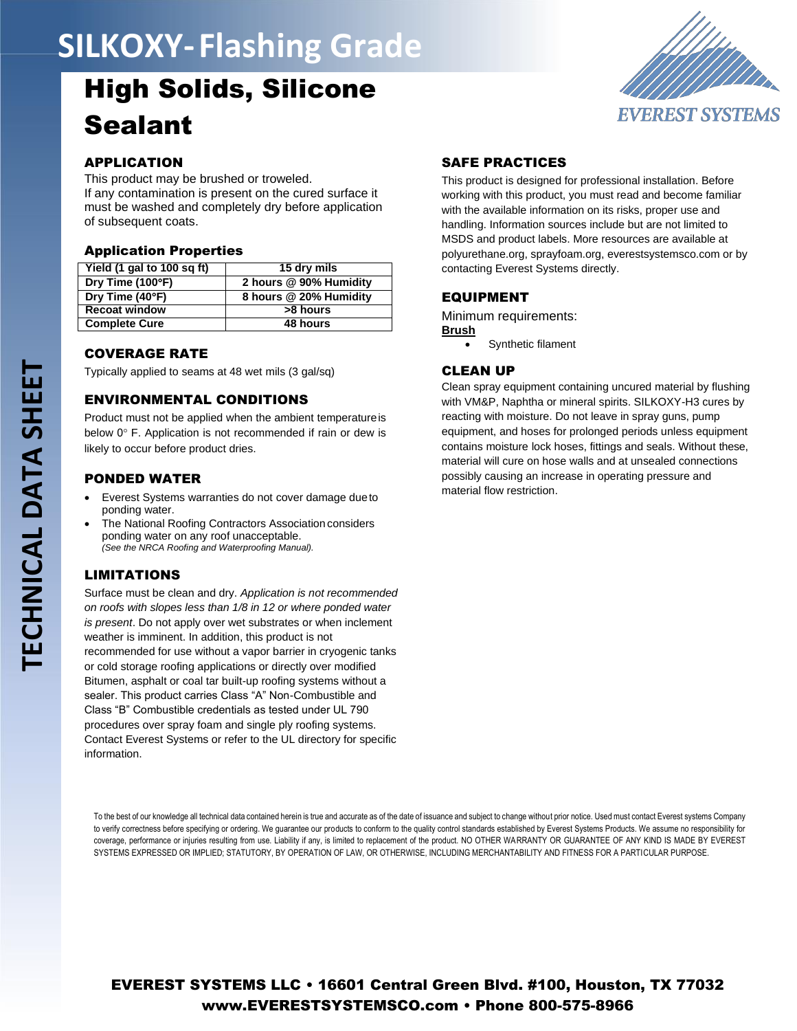# SILKOXY- Flashing Grade

# High Solids, Silicone Sealant

EVEREST SYSTEMS

TECHNICAL DATA SHEET

## APPLICATION

This product may be brushed or troweled.
If any contamination is present on the cured surface it must be washed and completely dry before application of subsequent coats.

### Application Properties

| | |
|---|---|
| **Yield (1 gal to 100 sq ft)** | **15 dry mils** |
| **Dry Time (100°F)** | **2 hours @ 90% Humidity** |
| **Dry Time (40°F)** | **8 hours @ 20% Humidity** |
| **Recoat window** | **>8 hours** |
| **Complete Cure** | **48 hours** |

## COVERAGE RATE

Typically applied to seams at 48 wet mils (3 gal/sq)

## ENVIRONMENTAL CONDITIONS

Product must not be applied when the ambient temperature is below 0° F. Application is not recommended if rain or dew is likely to occur before product dries.

## PONDED WATER

- Everest Systems warranties do not cover damage due to ponding water.
- The National Roofing Contractors Association considers ponding water on any roof unacceptable. *(See the NRCA Roofing and Waterproofing Manual).*

## LIMITATIONS

Surface must be clean and dry. *Application is not recommended on roofs with slopes less than 1/8 in 12 or where ponded water is present*. Do not apply over wet substrates or when inclement weather is imminent. In addition, this product is not recommended for use without a vapor barrier in cryogenic tanks or cold storage roofing applications or directly over modified Bitumen, asphalt or coal tar built-up roofing systems without a sealer. This product carries Class "A" Non-Combustible and Class "B" Combustible credentials as tested under UL 790 procedures over spray foam and single ply roofing systems. Contact Everest Systems or refer to the UL directory for specific information.

## SAFE PRACTICES

This product is designed for professional installation. Before working with this product, you must read and become familiar with the available information on its risks, proper use and handling. Information sources include but are not limited to MSDS and product labels. More resources are available at polyurethane.org, sprayfoam.org, everestsystemsco.com or by contacting Everest Systems directly.

## EQUIPMENT

Minimum requirements:
**Brush**

- Synthetic filament

## CLEAN UP

Clean spray equipment containing uncured material by flushing with VM&P, Naphtha or mineral spirits. SILKOXY-H3 cures by reacting with moisture. Do not leave in spray guns, pump equipment, and hoses for prolonged periods unless equipment contains moisture lock hoses, fittings and seals. Without these, material will cure on hose walls and at unsealed connections possibly causing an increase in operating pressure and material flow restriction.

To the best of our knowledge all technical data contained herein is true and accurate as of the date of issuance and subject to change without prior notice. Used must contact Everest systems Company to verify correctness before specifying or ordering. We guarantee our products to conform to the quality control standards established by Everest Systems Products. We assume no responsibility for coverage, performance or injuries resulting from use. Liability if any, is limited to replacement of the product. NO OTHER WARRANTY OR GUARANTEE OF ANY KIND IS MADE BY EVEREST SYSTEMS EXPRESSED OR IMPLIED; STATUTORY, BY OPERATION OF LAW, OR OTHERWISE, INCLUDING MERCHANTABILITY AND FITNESS FOR A PARTICULAR PURPOSE.

**EVEREST SYSTEMS LLC • 16601 Central Green Blvd. #100, Houston, TX 77032**
**www.EVERESTSYSTEMSCO.com • Phone 800-575-8966**